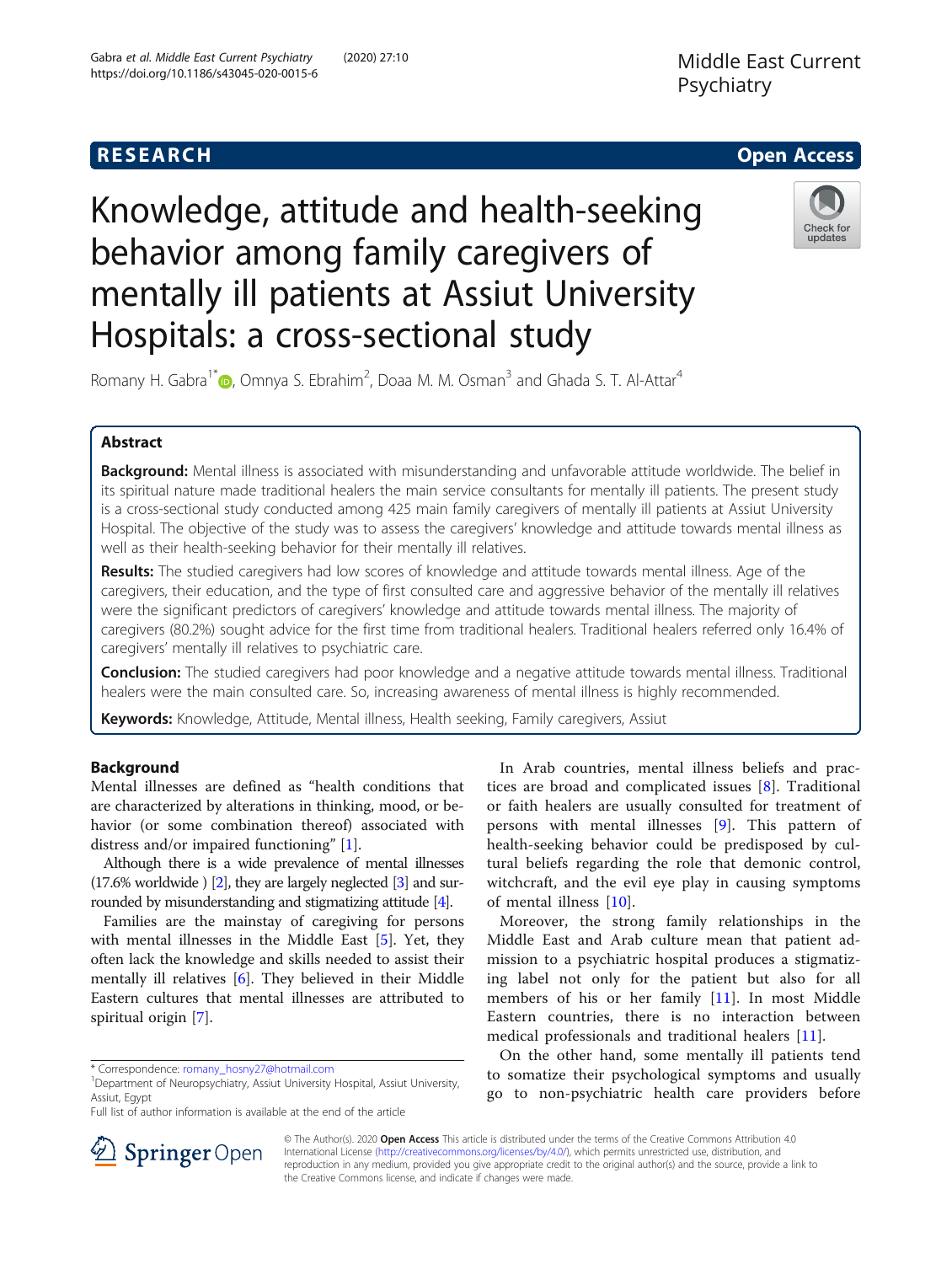RESEARCH

Open Access

# Knowledge, attitude and health-seeking behavior among family caregivers of mentally ill patients at Assiut University Hospitals: a cross-sectional study

Romany H. Gabra[1*], Omnya S. Ebrahim[2], Doaa M. M. Osman[3] and Ghada S. T. Al-Attar[4]

## Abstract

**Background:** Mental illness is associated with misunderstanding and unfavorable attitude worldwide. The belief in its spiritual nature made traditional healers the main service consultants for mentally ill patients. The present study is a cross-sectional study conducted among 425 main family caregivers of mentally ill patients at Assiut University Hospital. The objective of the study was to assess the caregivers' knowledge and attitude towards mental illness as well as their health-seeking behavior for their mentally ill relatives.

**Results:** The studied caregivers had low scores of knowledge and attitude towards mental illness. Age of the caregivers, their education, and the type of first consulted care and aggressive behavior of the mentally ill relatives were the significant predictors of caregivers' knowledge and attitude towards mental illness. The majority of caregivers (80.2%) sought advice for the first time from traditional healers. Traditional healers referred only 16.4% of caregivers' mentally ill relatives to psychiatric care.

**Conclusion:** The studied caregivers had poor knowledge and a negative attitude towards mental illness. Traditional healers were the main consulted care. So, increasing awareness of mental illness is highly recommended.

**Keywords:** Knowledge, Attitude, Mental illness, Health seeking, Family caregivers, Assiut

## Background

Mental illnesses are defined as "health conditions that are characterized by alterations in thinking, mood, or behavior (or some combination thereof) associated with distress and/or impaired functioning" [1].

Although there is a wide prevalence of mental illnesses (17.6% worldwide ) [2], they are largely neglected [3] and surrounded by misunderstanding and stigmatizing attitude [4].

Families are the mainstay of caregiving for persons with mental illnesses in the Middle East [5]. Yet, they often lack the knowledge and skills needed to assist their mentally ill relatives [6]. They believed in their Middle Eastern cultures that mental illnesses are attributed to spiritual origin [7].

In Arab countries, mental illness beliefs and practices are broad and complicated issues [8]. Traditional or faith healers are usually consulted for treatment of persons with mental illnesses [9]. This pattern of health-seeking behavior could be predisposed by cultural beliefs regarding the role that demonic control, witchcraft, and the evil eye play in causing symptoms of mental illness [10].

Moreover, the strong family relationships in the Middle East and Arab culture mean that patient admission to a psychiatric hospital produces a stigmatizing label not only for the patient but also for all members of his or her family [11]. In most Middle Eastern countries, there is no interaction between medical professionals and traditional healers [11].

On the other hand, some mentally ill patients tend to somatize their psychological symptoms and usually go to non-psychiatric health care providers before

* Correspondence: romany_hosny27@hotmail.com
[1]Department of Neuropsychiatry, Assiut University Hospital, Assiut University, Assiut, Egypt
Full list of author information is available at the end of the article

© The Author(s). 2020 **Open Access** This article is distributed under the terms of the Creative Commons Attribution 4.0 International License (http://creativecommons.org/licenses/by/4.0/), which permits unrestricted use, distribution, and reproduction in any medium, provided you give appropriate credit to the original author(s) and the source, provide a link to the Creative Commons license, and indicate if changes were made.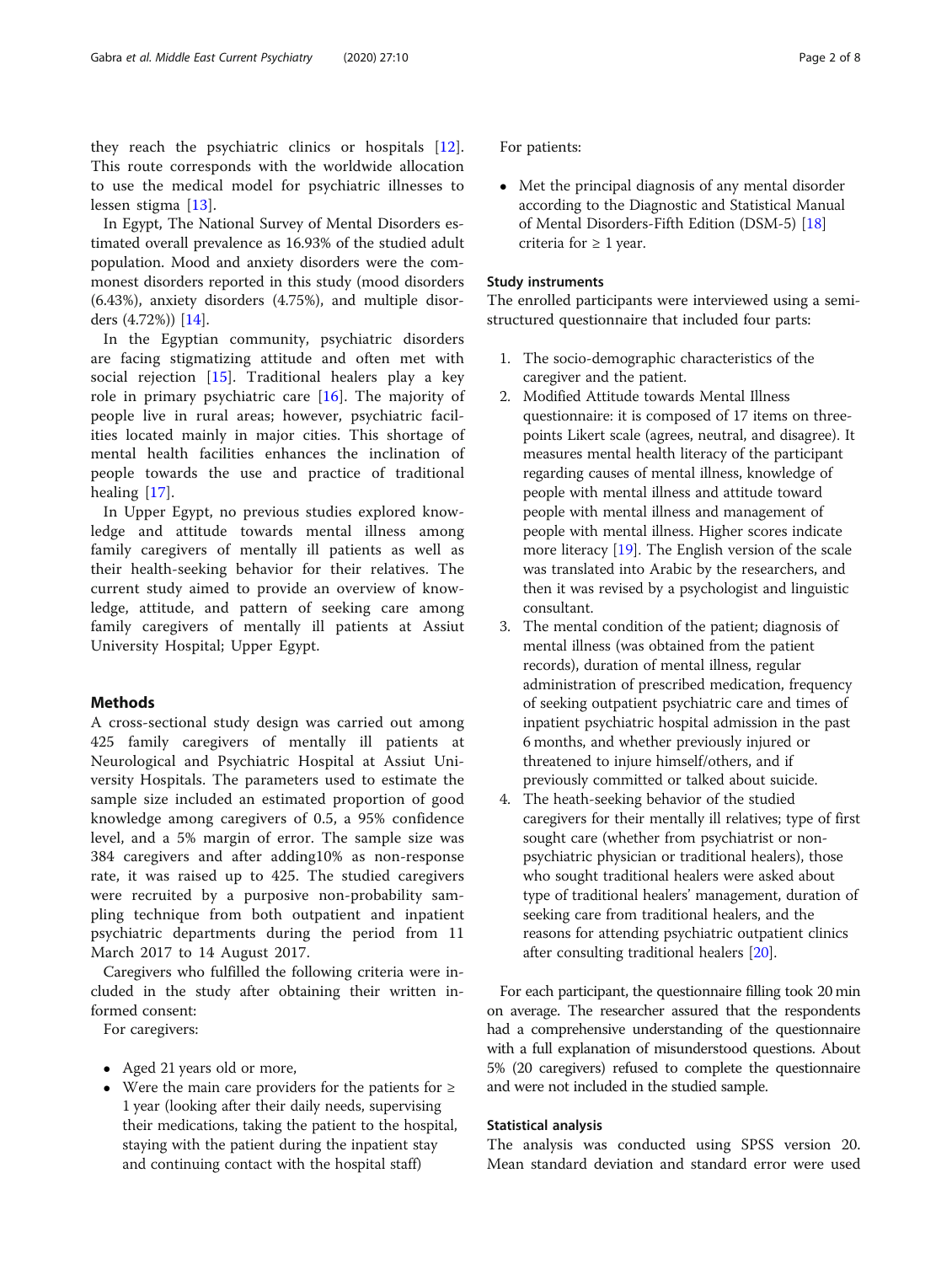they reach the psychiatric clinics or hospitals [12]. This route corresponds with the worldwide allocation to use the medical model for psychiatric illnesses to lessen stigma [13].

In Egypt, The National Survey of Mental Disorders estimated overall prevalence as 16.93% of the studied adult population. Mood and anxiety disorders were the commonest disorders reported in this study (mood disorders (6.43%), anxiety disorders (4.75%), and multiple disorders (4.72%)) [14].

In the Egyptian community, psychiatric disorders are facing stigmatizing attitude and often met with social rejection [15]. Traditional healers play a key role in primary psychiatric care [16]. The majority of people live in rural areas; however, psychiatric facilities located mainly in major cities. This shortage of mental health facilities enhances the inclination of people towards the use and practice of traditional healing [17].

In Upper Egypt, no previous studies explored knowledge and attitude towards mental illness among family caregivers of mentally ill patients as well as their health-seeking behavior for their relatives. The current study aimed to provide an overview of knowledge, attitude, and pattern of seeking care among family caregivers of mentally ill patients at Assiut University Hospital; Upper Egypt.

## Methods

A cross-sectional study design was carried out among 425 family caregivers of mentally ill patients at Neurological and Psychiatric Hospital at Assiut University Hospitals. The parameters used to estimate the sample size included an estimated proportion of good knowledge among caregivers of 0.5, a 95% confidence level, and a 5% margin of error. The sample size was 384 caregivers and after adding10% as non-response rate, it was raised up to 425. The studied caregivers were recruited by a purposive non-probability sampling technique from both outpatient and inpatient psychiatric departments during the period from 11 March 2017 to 14 August 2017.

Caregivers who fulfilled the following criteria were included in the study after obtaining their written informed consent:

For caregivers:

- Aged 21 years old or more,
- Were the main care providers for the patients for ≥ 1 year (looking after their daily needs, supervising their medications, taking the patient to the hospital, staying with the patient during the inpatient stay and continuing contact with the hospital staff)

For patients:

- Met the principal diagnosis of any mental disorder according to the Diagnostic and Statistical Manual of Mental Disorders-Fifth Edition (DSM-5) [18] criteria for ≥ 1 year.

### Study instruments

The enrolled participants were interviewed using a semi-structured questionnaire that included four parts:

1. The socio-demographic characteristics of the caregiver and the patient.
2. Modified Attitude towards Mental Illness questionnaire: it is composed of 17 items on three-points Likert scale (agrees, neutral, and disagree). It measures mental health literacy of the participant regarding causes of mental illness, knowledge of people with mental illness and attitude toward people with mental illness and management of people with mental illness. Higher scores indicate more literacy [19]. The English version of the scale was translated into Arabic by the researchers, and then it was revised by a psychologist and linguistic consultant.
3. The mental condition of the patient; diagnosis of mental illness (was obtained from the patient records), duration of mental illness, regular administration of prescribed medication, frequency of seeking outpatient psychiatric care and times of inpatient psychiatric hospital admission in the past 6 months, and whether previously injured or threatened to injure himself/others, and if previously committed or talked about suicide.
4. The heath-seeking behavior of the studied caregivers for their mentally ill relatives; type of first sought care (whether from psychiatrist or non-psychiatric physician or traditional healers), those who sought traditional healers were asked about type of traditional healers' management, duration of seeking care from traditional healers, and the reasons for attending psychiatric outpatient clinics after consulting traditional healers [20].

For each participant, the questionnaire filling took 20 min on average. The researcher assured that the respondents had a comprehensive understanding of the questionnaire with a full explanation of misunderstood questions. About 5% (20 caregivers) refused to complete the questionnaire and were not included in the studied sample.

### Statistical analysis

The analysis was conducted using SPSS version 20. Mean standard deviation and standard error were used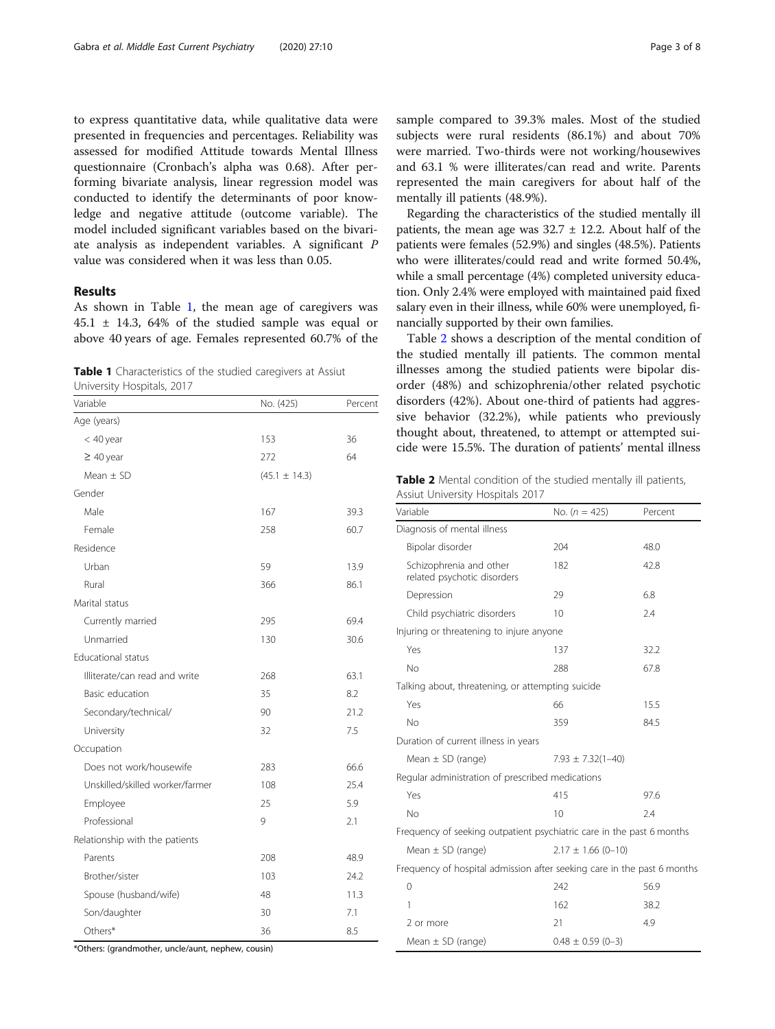to express quantitative data, while qualitative data were presented in frequencies and percentages. Reliability was assessed for modified Attitude towards Mental Illness questionnaire (Cronbach's alpha was 0.68). After performing bivariate analysis, linear regression model was conducted to identify the determinants of poor knowledge and negative attitude (outcome variable). The model included significant variables based on the bivariate analysis as independent variables. A significant *P* value was considered when it was less than 0.05.

## Results

As shown in Table 1, the mean age of caregivers was 45.1 ± 14.3, 64% of the studied sample was equal or above 40 years of age. Females represented 60.7% of the sample compared to 39.3% males. Most of the studied subjects were rural residents (86.1%) and about 70% were married. Two-thirds were not working/housewives and 63.1 % were illiterates/can read and write. Parents represented the main caregivers for about half of the mentally ill patients (48.9%).

**Table 1** Characteristics of the studied caregivers at Assiut University Hospitals, 2017

| Variable | No. (425) | Percent |
|---|---|---|
| Age (years) | | |
| < 40 year | 153 | 36 |
| ≥ 40 year | 272 | 64 |
| Mean ± SD | (45.1 ± 14.3) | |
| Gender | | |
| Male | 167 | 39.3 |
| Female | 258 | 60.7 |
| Residence | | |
| Urban | 59 | 13.9 |
| Rural | 366 | 86.1 |
| Marital status | | |
| Currently married | 295 | 69.4 |
| Unmarried | 130 | 30.6 |
| Educational status | | |
| Illiterate/can read and write | 268 | 63.1 |
| Basic education | 35 | 8.2 |
| Secondary/technical/ | 90 | 21.2 |
| University | 32 | 7.5 |
| Occupation | | |
| Does not work/housewife | 283 | 66.6 |
| Unskilled/skilled worker/farmer | 108 | 25.4 |
| Employee | 25 | 5.9 |
| Professional | 9 | 2.1 |
| Relationship with the patients | | |
| Parents | 208 | 48.9 |
| Brother/sister | 103 | 24.2 |
| Spouse (husband/wife) | 48 | 11.3 |
| Son/daughter | 30 | 7.1 |
| Others* | 36 | 8.5 |

*Others: (grandmother, uncle/aunt, nephew, cousin)

Regarding the characteristics of the studied mentally ill patients, the mean age was 32.7 ± 12.2. About half of the patients were females (52.9%) and singles (48.5%). Patients who were illiterates/could read and write formed 50.4%, while a small percentage (4%) completed university education. Only 2.4% were employed with maintained paid fixed salary even in their illness, while 60% were unemployed, financially supported by their own families.

Table 2 shows a description of the mental condition of the studied mentally ill patients. The common mental illnesses among the studied patients were bipolar disorder (48%) and schizophrenia/other related psychotic disorders (42%). About one-third of patients had aggressive behavior (32.2%), while patients who previously thought about, threatened, to attempt or attempted suicide were 15.5%. The duration of patients' mental illness

**Table 2** Mental condition of the studied mentally ill patients, Assiut University Hospitals 2017

| Variable | No. (*n* = 425) | Percent |
|---|---|---|
| Diagnosis of mental illness | | |
| Bipolar disorder | 204 | 48.0 |
| Schizophrenia and other related psychotic disorders | 182 | 42.8 |
| Depression | 29 | 6.8 |
| Child psychiatric disorders | 10 | 2.4 |
| Injuring or threatening to injure anyone | | |
| Yes | 137 | 32.2 |
| No | 288 | 67.8 |
| Talking about, threatening, or attempting suicide | | |
| Yes | 66 | 15.5 |
| No | 359 | 84.5 |
| Duration of current illness in years | | |
| Mean ± SD (range) | 7.93 ± 7.32(1–40) | |
| Regular administration of prescribed medications | | |
| Yes | 415 | 97.6 |
| No | 10 | 2.4 |
| Frequency of seeking outpatient psychiatric care in the past 6 months | | |
| Mean ± SD (range) | 2.17 ± 1.66 (0–10) | |
| Frequency of hospital admission after seeking care in the past 6 months | | |
| 0 | 242 | 56.9 |
| 1 | 162 | 38.2 |
| 2 or more | 21 | 4.9 |
| Mean ± SD (range) | 0.48 ± 0.59 (0–3) | |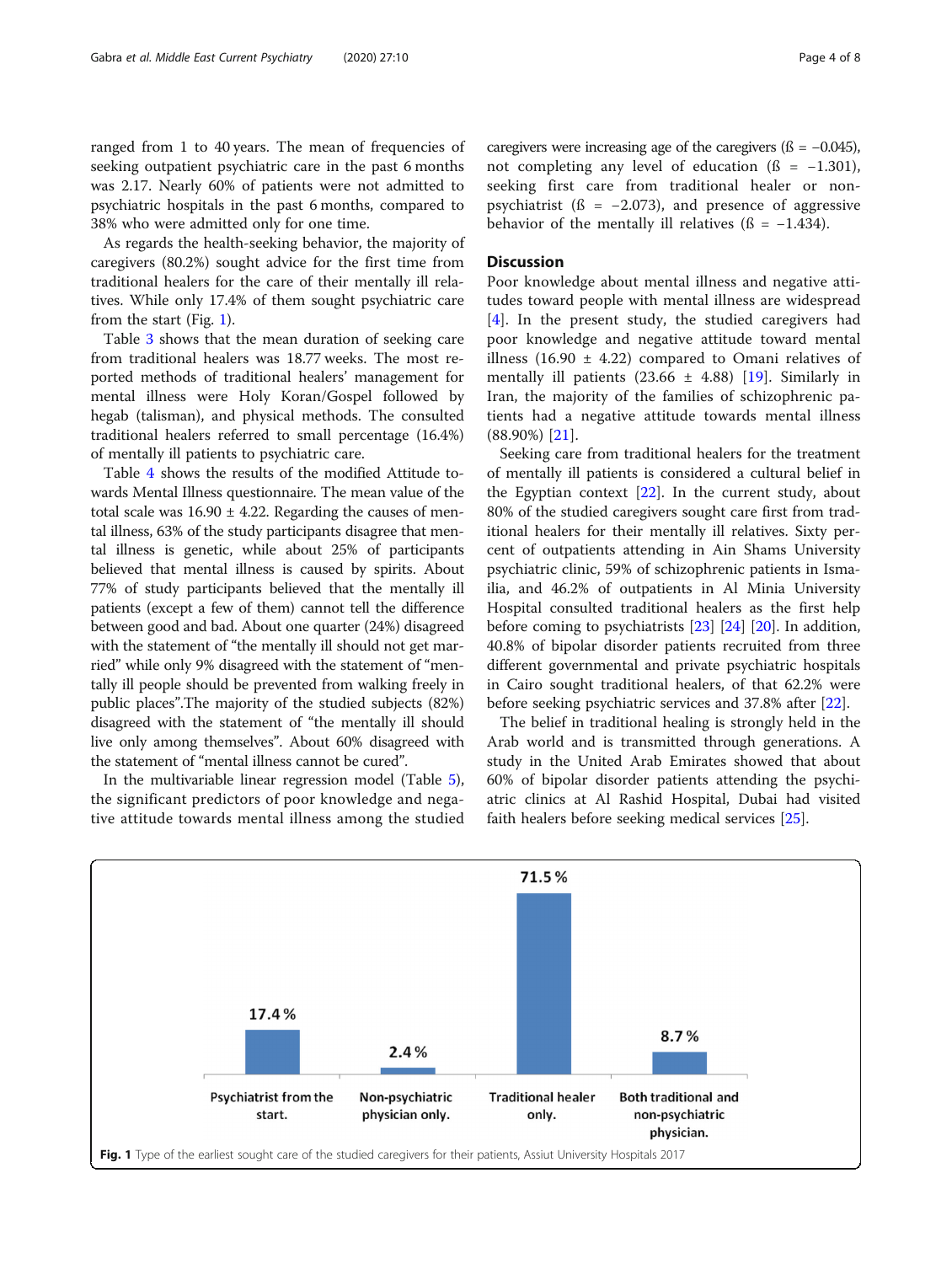ranged from 1 to 40 years. The mean of frequencies of seeking outpatient psychiatric care in the past 6 months was 2.17. Nearly 60% of patients were not admitted to psychiatric hospitals in the past 6 months, compared to 38% who were admitted only for one time.

As regards the health-seeking behavior, the majority of caregivers (80.2%) sought advice for the first time from traditional healers for the care of their mentally ill relatives. While only 17.4% of them sought psychiatric care from the start (Fig. 1).

Table 3 shows that the mean duration of seeking care from traditional healers was 18.77 weeks. The most reported methods of traditional healers' management for mental illness were Holy Koran/Gospel followed by hegab (talisman), and physical methods. The consulted traditional healers referred to small percentage (16.4%) of mentally ill patients to psychiatric care.

Table 4 shows the results of the modified Attitude towards Mental Illness questionnaire. The mean value of the total scale was 16.90 ± 4.22. Regarding the causes of mental illness, 63% of the study participants disagree that mental illness is genetic, while about 25% of participants believed that mental illness is caused by spirits. About 77% of study participants believed that the mentally ill patients (except a few of them) cannot tell the difference between good and bad. About one quarter (24%) disagreed with the statement of "the mentally ill should not get married" while only 9% disagreed with the statement of "mentally ill people should be prevented from walking freely in public places".The majority of the studied subjects (82%) disagreed with the statement of "the mentally ill should live only among themselves". About 60% disagreed with the statement of "mental illness cannot be cured".

In the multivariable linear regression model (Table 5), the significant predictors of poor knowledge and negative attitude towards mental illness among the studied caregivers were increasing age of the caregivers (ß = −0.045), not completing any level of education (ß = −1.301), seeking first care from traditional healer or non-psychiatrist (ß = −2.073), and presence of aggressive behavior of the mentally ill relatives (ß = −1.434).

## Discussion

Poor knowledge about mental illness and negative attitudes toward people with mental illness are widespread [4]. In the present study, the studied caregivers had poor knowledge and negative attitude toward mental illness (16.90 ± 4.22) compared to Omani relatives of mentally ill patients (23.66 ± 4.88) [19]. Similarly in Iran, the majority of the families of schizophrenic patients had a negative attitude towards mental illness (88.90%) [21].

Seeking care from traditional healers for the treatment of mentally ill patients is considered a cultural belief in the Egyptian context [22]. In the current study, about 80% of the studied caregivers sought care first from traditional healers for their mentally ill relatives. Sixty percent of outpatients attending in Ain Shams University psychiatric clinic, 59% of schizophrenic patients in Ismailia, and 46.2% of outpatients in Al Minia University Hospital consulted traditional healers as the first help before coming to psychiatrists [23] [24] [20]. In addition, 40.8% of bipolar disorder patients recruited from three different governmental and private psychiatric hospitals in Cairo sought traditional healers, of that 62.2% were before seeking psychiatric services and 37.8% after [22].

The belief in traditional healing is strongly held in the Arab world and is transmitted through generations. A study in the United Arab Emirates showed that about 60% of bipolar disorder patients attending the psychiatric clinics at Al Rashid Hospital, Dubai had visited faith healers before seeking medical services [25].

| Type of earliest sought care | % |
|---|---|
| Psychiatrist from the start. | 17.4 % |
| Non-psychiatric physician only. | 2.4 % |
| Traditional healer only. | 71.5 % |
| Both traditional and non-psychiatric physician. | 8.7 % |

**Fig. 1** Type of the earliest sought care of the studied caregivers for their patients, Assiut University Hospitals 2017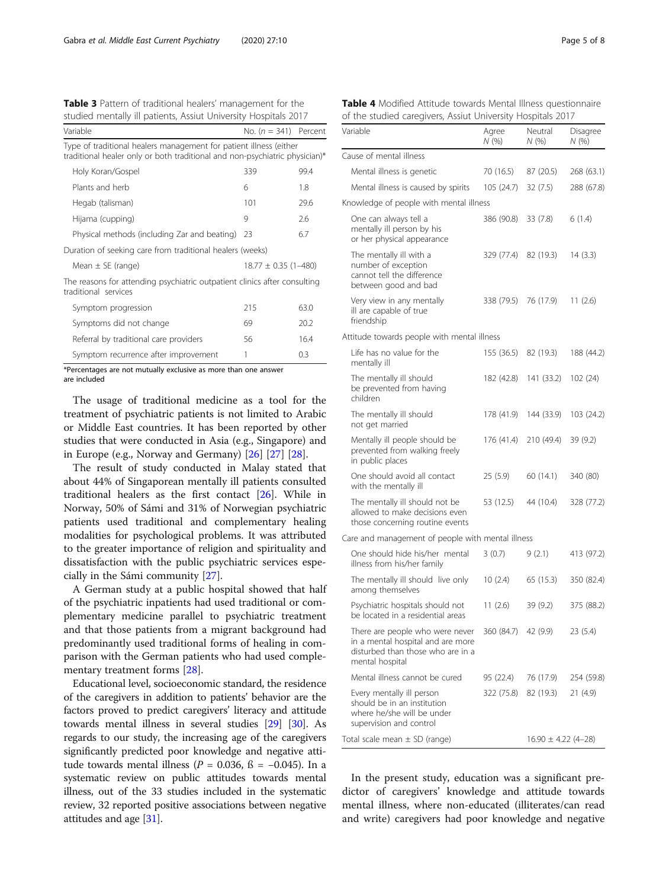**Table 3** Pattern of traditional healers' management for the studied mentally ill patients, Assiut University Hospitals 2017

| Variable | No. ($n$ = 341) | Percent |
|---|---|---|
| Type of traditional healers management for patient illness (either traditional healer only or both traditional and non-psychiatric physician)* | | |
| Holy Koran/Gospel | 339 | 99.4 |
| Plants and herb | 6 | 1.8 |
| Hegab (talisman) | 101 | 29.6 |
| Hijama (cupping) | 9 | 2.6 |
| Physical methods (including Zar and beating) | 23 | 6.7 |
| Duration of seeking care from traditional healers (weeks) | | |
| Mean ± SE (range) | 18.77 ± 0.35 (1–480) | |
| The reasons for attending psychiatric outpatient clinics after consulting traditional services | | |
| Symptom progression | 215 | 63.0 |
| Symptoms did not change | 69 | 20.2 |
| Referral by traditional care providers | 56 | 16.4 |
| Symptom recurrence after improvement | 1 | 0.3 |

*Percentages are not mutually exclusive as more than one answer are included

The usage of traditional medicine as a tool for the treatment of psychiatric patients is not limited to Arabic or Middle East countries. It has been reported by other studies that were conducted in Asia (e.g., Singapore) and in Europe (e.g., Norway and Germany) [26] [27] [28].

The result of study conducted in Malay stated that about 44% of Singaporean mentally ill patients consulted traditional healers as the first contact [26]. While in Norway, 50% of Sámi and 31% of Norwegian psychiatric patients used traditional and complementary healing modalities for psychological problems. It was attributed to the greater importance of religion and spirituality and dissatisfaction with the public psychiatric services especially in the Sámi community [27].

A German study at a public hospital showed that half of the psychiatric inpatients had used traditional or complementary medicine parallel to psychiatric treatment and that those patients from a migrant background had predominantly used traditional forms of healing in comparison with the German patients who had used complementary treatment forms [28].

Educational level, socioeconomic standard, the residence of the caregivers in addition to patients' behavior are the factors proved to predict caregivers' literacy and attitude towards mental illness in several studies [29] [30]. As regards to our study, the increasing age of the caregivers significantly predicted poor knowledge and negative attitude towards mental illness ($P$ = 0.036, ß = −0.045). In a systematic review on public attitudes towards mental illness, out of the 33 studies included in the systematic review, 32 reported positive associations between negative attitudes and age [31].

**Table 4** Modified Attitude towards Mental Illness questionnaire of the studied caregivers, Assiut University Hospitals 2017

| Variable | Agree N (%) | Neutral N (%) | Disagree N (%) |
|---|---|---|---|
| Cause of mental illness | | | |
| Mental illness is genetic | 70 (16.5) | 87 (20.5) | 268 (63.1) |
| Mental illness is caused by spirits | 105 (24.7) | 32 (7.5) | 288 (67.8) |
| Knowledge of people with mental illness | | | |
| One can always tell a mentally ill person by his or her physical appearance | 386 (90.8) | 33 (7.8) | 6 (1.4) |
| The mentally ill with a number of exception cannot tell the difference between good and bad | 329 (77.4) | 82 (19.3) | 14 (3.3) |
| Very view in any mentally ill are capable of true friendship | 338 (79.5) | 76 (17.9) | 11 (2.6) |
| Attitude towards people with mental illness | | | |
| Life has no value for the mentally ill | 155 (36.5) | 82 (19.3) | 188 (44.2) |
| The mentally ill should be prevented from having children | 182 (42.8) | 141 (33.2) | 102 (24) |
| The mentally ill should not get married | 178 (41.9) | 144 (33.9) | 103 (24.2) |
| Mentally ill people should be prevented from walking freely in public places | 176 (41.4) | 210 (49.4) | 39 (9.2) |
| One should avoid all contact with the mentally ill | 25 (5.9) | 60 (14.1) | 340 (80) |
| The mentally ill should not be allowed to make decisions even those concerning routine events | 53 (12.5) | 44 (10.4) | 328 (77.2) |
| Care and management of people with mental illness | | | |
| One should hide his/her mental illness from his/her family | 3 (0.7) | 9 (2.1) | 413 (97.2) |
| The mentally ill should live only among themselves | 10 (2.4) | 65 (15.3) | 350 (82.4) |
| Psychiatric hospitals should not be located in a residential areas | 11 (2.6) | 39 (9.2) | 375 (88.2) |
| There are people who were never in a mental hospital and are more disturbed than those who are in a mental hospital | 360 (84.7) | 42 (9.9) | 23 (5.4) |
| Mental illness cannot be cured | 95 (22.4) | 76 (17.9) | 254 (59.8) |
| Every mentally ill person should be in an institution where he/she will be under supervision and control | 322 (75.8) | 82 (19.3) | 21 (4.9) |
| Total scale mean ± SD (range) | | 16.90 ± 4.22 (4–28) | |

In the present study, education was a significant predictor of caregivers' knowledge and attitude towards mental illness, where non-educated (illiterates/can read and write) caregivers had poor knowledge and negative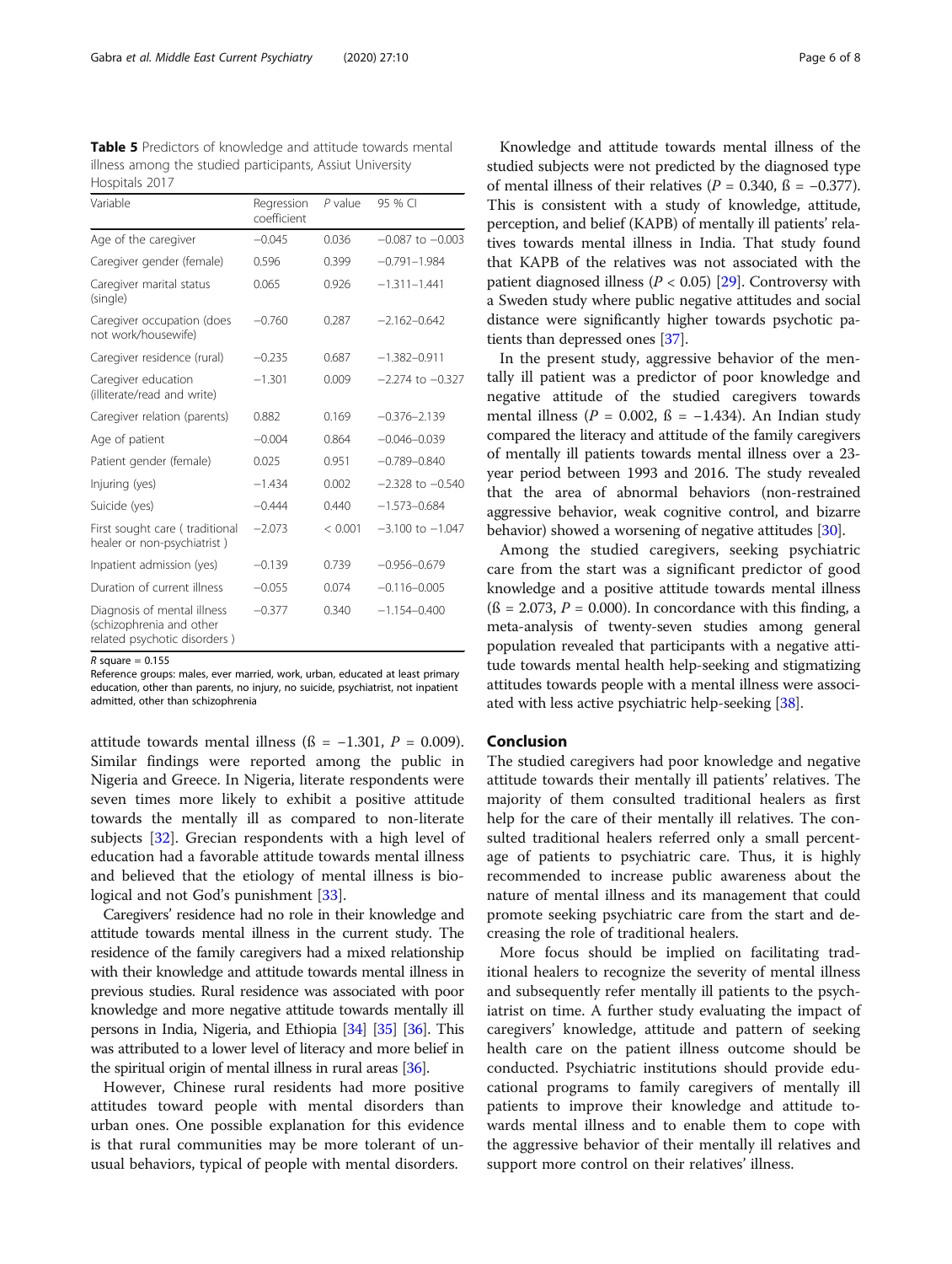**Table 5** Predictors of knowledge and attitude towards mental illness among the studied participants, Assiut University Hospitals 2017

| Variable | Regression coefficient | P value | 95 % CI |
|---|---|---|---|
| Age of the caregiver | −0.045 | 0.036 | −0.087 to −0.003 |
| Caregiver gender (female) | 0.596 | 0.399 | −0.791–1.984 |
| Caregiver marital status (single) | 0.065 | 0.926 | −1.311–1.441 |
| Caregiver occupation (does not work/housewife) | −0.760 | 0.287 | −2.162–0.642 |
| Caregiver residence (rural) | −0.235 | 0.687 | −1.382–0.911 |
| Caregiver education (illiterate/read and write) | −1.301 | 0.009 | −2.274 to −0.327 |
| Caregiver relation (parents) | 0.882 | 0.169 | −0.376–2.139 |
| Age of patient | −0.004 | 0.864 | −0.046–0.039 |
| Patient gender (female) | 0.025 | 0.951 | −0.789–0.840 |
| Injuring (yes) | −1.434 | 0.002 | −2.328 to −0.540 |
| Suicide (yes) | −0.444 | 0.440 | −1.573–0.684 |
| First sought care ( traditional healer or non-psychiatrist ) | −2.073 | < 0.001 | −3.100 to −1.047 |
| Inpatient admission (yes) | −0.139 | 0.739 | −0.956–0.679 |
| Duration of current illness | −0.055 | 0.074 | −0.116–0.005 |
| Diagnosis of mental illness (schizophrenia and other related psychotic disorders ) | −0.377 | 0.340 | −1.154–0.400 |

$R$ square = 0.155

Reference groups: males, ever married, work, urban, educated at least primary education, other than parents, no injury, no suicide, psychiatrist, not inpatient admitted, other than schizophrenia

attitude towards mental illness (ß = −1.301, $P$ = 0.009). Similar findings were reported among the public in Nigeria and Greece. In Nigeria, literate respondents were seven times more likely to exhibit a positive attitude towards the mentally ill as compared to non-literate subjects [32]. Grecian respondents with a high level of education had a favorable attitude towards mental illness and believed that the etiology of mental illness is biological and not God's punishment [33].

Caregivers' residence had no role in their knowledge and attitude towards mental illness in the current study. The residence of the family caregivers had a mixed relationship with their knowledge and attitude towards mental illness in previous studies. Rural residence was associated with poor knowledge and more negative attitude towards mentally ill persons in India, Nigeria, and Ethiopia [34] [35] [36]. This was attributed to a lower level of literacy and more belief in the spiritual origin of mental illness in rural areas [36].

However, Chinese rural residents had more positive attitudes toward people with mental disorders than urban ones. One possible explanation for this evidence is that rural communities may be more tolerant of unusual behaviors, typical of people with mental disorders.

Knowledge and attitude towards mental illness of the studied subjects were not predicted by the diagnosed type of mental illness of their relatives ($P$ = 0.340, ß = −0.377). This is consistent with a study of knowledge, attitude, perception, and belief (KAPB) of mentally ill patients' relatives towards mental illness in India. That study found that KAPB of the relatives was not associated with the patient diagnosed illness ($P$ < 0.05) [29]. Controversy with a Sweden study where public negative attitudes and social distance were significantly higher towards psychotic patients than depressed ones [37].

In the present study, aggressive behavior of the mentally ill patient was a predictor of poor knowledge and negative attitude of the studied caregivers towards mental illness ($P$ = 0.002, ß = −1.434). An Indian study compared the literacy and attitude of the family caregivers of mentally ill patients towards mental illness over a 23-year period between 1993 and 2016. The study revealed that the area of abnormal behaviors (non-restrained aggressive behavior, weak cognitive control, and bizarre behavior) showed a worsening of negative attitudes [30].

Among the studied caregivers, seeking psychiatric care from the start was a significant predictor of good knowledge and a positive attitude towards mental illness (ß = 2.073, $P$ = 0.000). In concordance with this finding, a meta-analysis of twenty-seven studies among general population revealed that participants with a negative attitude towards mental health help-seeking and stigmatizing attitudes towards people with a mental illness were associated with less active psychiatric help-seeking [38].

## Conclusion

The studied caregivers had poor knowledge and negative attitude towards their mentally ill patients' relatives. The majority of them consulted traditional healers as first help for the care of their mentally ill relatives. The consulted traditional healers referred only a small percentage of patients to psychiatric care. Thus, it is highly recommended to increase public awareness about the nature of mental illness and its management that could promote seeking psychiatric care from the start and decreasing the role of traditional healers.

More focus should be implied on facilitating traditional healers to recognize the severity of mental illness and subsequently refer mentally ill patients to the psychiatrist on time. A further study evaluating the impact of caregivers' knowledge, attitude and pattern of seeking health care on the patient illness outcome should be conducted. Psychiatric institutions should provide educational programs to family caregivers of mentally ill patients to improve their knowledge and attitude towards mental illness and to enable them to cope with the aggressive behavior of their mentally ill relatives and support more control on their relatives' illness.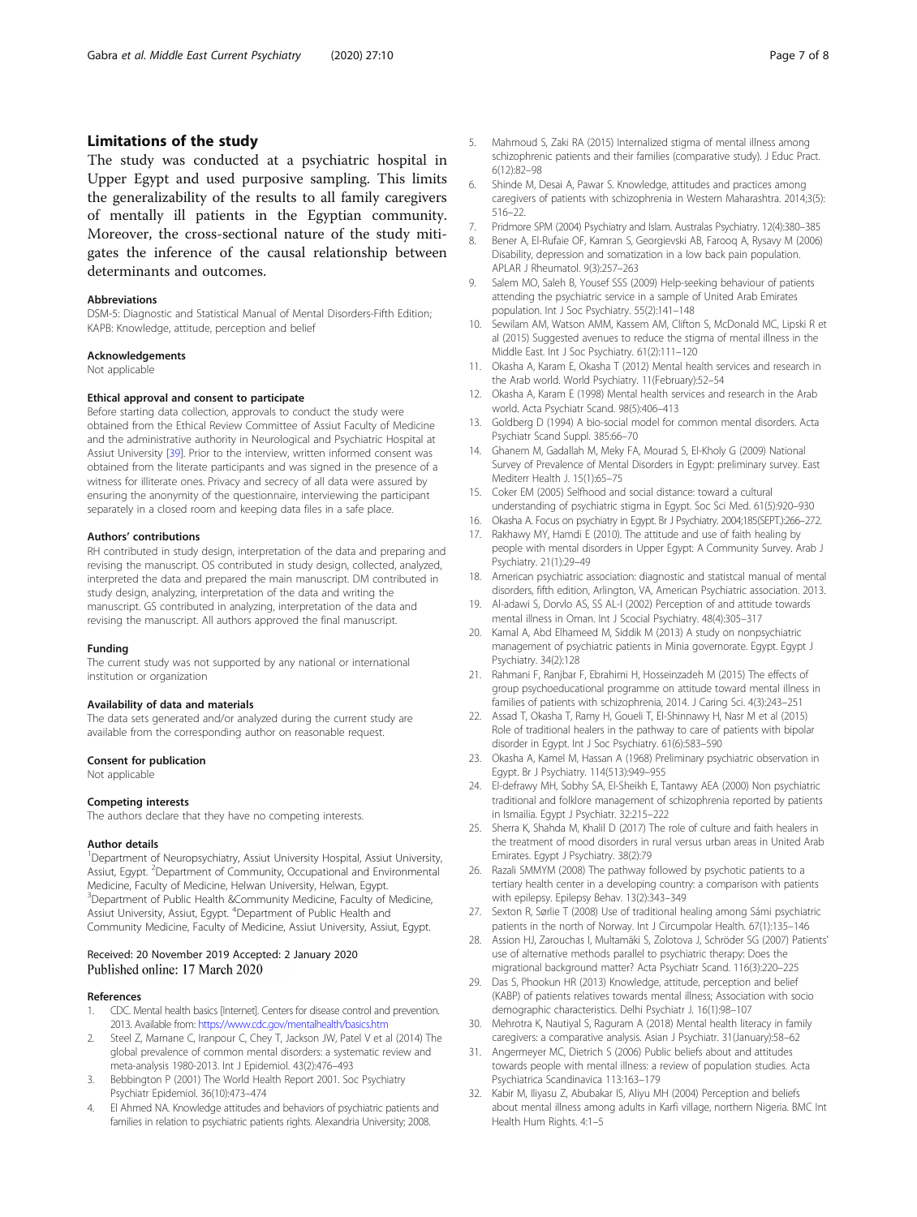## Limitations of the study

The study was conducted at a psychiatric hospital in Upper Egypt and used purposive sampling. This limits the generalizability of the results to all family caregivers of mentally ill patients in the Egyptian community. Moreover, the cross-sectional nature of the study mitigates the inference of the causal relationship between determinants and outcomes.

### Abbreviations

DSM-5: Diagnostic and Statistical Manual of Mental Disorders-Fifth Edition; KAPB: Knowledge, attitude, perception and belief

### Acknowledgements

Not applicable

### Ethical approval and consent to participate

Before starting data collection, approvals to conduct the study were obtained from the Ethical Review Committee of Assiut Faculty of Medicine and the administrative authority in Neurological and Psychiatric Hospital at Assiut University [39]. Prior to the interview, written informed consent was obtained from the literate participants and was signed in the presence of a witness for illiterate ones. Privacy and secrecy of all data were assured by ensuring the anonymity of the questionnaire, interviewing the participant separately in a closed room and keeping data files in a safe place.

### Authors' contributions

RH contributed in study design, interpretation of the data and preparing and revising the manuscript. OS contributed in study design, collected, analyzed, interpreted the data and prepared the main manuscript. DM contributed in study design, analyzing, interpretation of the data and writing the manuscript. GS contributed in analyzing, interpretation of the data and revising the manuscript. All authors approved the final manuscript.

### Funding

The current study was not supported by any national or international institution or organization

### Availability of data and materials

The data sets generated and/or analyzed during the current study are available from the corresponding author on reasonable request.

### Consent for publication

Not applicable

### Competing interests

The authors declare that they have no competing interests.

### Author details

[1]Department of Neuropsychiatry, Assiut University Hospital, Assiut University, Assiut, Egypt. [2]Department of Community, Occupational and Environmental Medicine, Faculty of Medicine, Helwan University, Helwan, Egypt. [3]Department of Public Health &Community Medicine, Faculty of Medicine, Assiut University, Assiut, Egypt. [4]Department of Public Health and Community Medicine, Faculty of Medicine, Assiut University, Assiut, Egypt.

Received: 20 November 2019 Accepted: 2 January 2020
Published online: 17 March 2020

### References

1. CDC. Mental health basics [Internet]. Centers for disease control and prevention. 2013. Available from: https://www.cdc.gov/mentalhealth/basics.htm
2. Steel Z, Marnane C, Iranpour C, Chey T, Jackson JW, Patel V et al (2014) The global prevalence of common mental disorders: a systematic review and meta-analysis 1980-2013. Int J Epidemiol. 43(2):476–493
3. Bebbington P (2001) The World Health Report 2001. Soc Psychiatry Psychiatr Epidemiol. 36(10):473–474
4. El Ahmed NA. Knowledge attitudes and behaviors of psychiatric patients and families in relation to psychiatric patients rights. Alexandria University; 2008.
5. Mahmoud S, Zaki RA (2015) Internalized stigma of mental illness among schizophrenic patients and their families (comparative study). J Educ Pract. 6(12):82–98
6. Shinde M, Desai A, Pawar S. Knowledge, attitudes and practices among caregivers of patients with schizophrenia in Western Maharashtra. 2014;3(5): 516–22.
7. Pridmore SPM (2004) Psychiatry and Islam. Australas Psychiatry. 12(4):380–385
8. Bener A, El-Rufaie OF, Kamran S, Georgievski AB, Farooq A, Rysavy M (2006) Disability, depression and somatization in a low back pain population. APLAR J Rheumatol. 9(3):257–263
9. Salem MO, Saleh B, Yousef SSS (2009) Help-seeking behaviour of patients attending the psychiatric service in a sample of United Arab Emirates population. Int J Soc Psychiatry. 55(2):141–148
10. Sewilam AM, Watson AMM, Kassem AM, Clifton S, McDonald MC, Lipski R et al (2015) Suggested avenues to reduce the stigma of mental illness in the Middle East. Int J Soc Psychiatry. 61(2):111–120
11. Okasha A, Karam E, Okasha T (2012) Mental health services and research in the Arab world. World Psychiatry. 11(February):52–54
12. Okasha A, Karam E (1998) Mental health services and research in the Arab world. Acta Psychiatr Scand. 98(5):406–413
13. Goldberg D (1994) A bio-social model for common mental disorders. Acta Psychiatr Scand Suppl. 385:66–70
14. Ghanem M, Gadallah M, Meky FA, Mourad S, El-Kholy G (2009) National Survey of Prevalence of Mental Disorders in Egypt: preliminary survey. East Mediterr Health J. 15(1):65–75
15. Coker EM (2005) Selfhood and social distance: toward a cultural understanding of psychiatric stigma in Egypt. Soc Sci Med. 61(5):920–930
16. Okasha A. Focus on psychiatry in Egypt. Br J Psychiatry. 2004;185(SEPT.):266–272.
17. Rakhawy MY, Hamdi E (2010). The attitude and use of faith healing by people with mental disorders in Upper Egypt: A Community Survey. Arab J Psychiatry. 21(1):29–49
18. American psychiatric association: diagnostic and statstical manual of mental disorders, fifth edition, Arlington, VA, American Psychiatric association. 2013.
19. Al-adawi S, Dorvlo AS, SS AL-I (2002) Perception of and attitude towards mental illness in Oman. Int J Scocial Psychiatry. 48(4):305–317
20. Kamal A, Abd Elhameed M, Siddik M (2013) A study on nonpsychiatric management of psychiatric patients in Minia governorate. Egypt. Egypt J Psychiatry. 34(2):128
21. Rahmani F, Ranjbar F, Ebrahimi H, Hosseinzadeh M (2015) The effects of group psychoeducational programme on attitude toward mental illness in families of patients with schizophrenia, 2014. J Caring Sci. 4(3):243–251
22. Assad T, Okasha T, Ramy H, Goueli T, El-Shinnawy H, Nasr M et al (2015) Role of traditional healers in the pathway to care of patients with bipolar disorder in Egypt. Int J Soc Psychiatry. 61(6):583–590
23. Okasha A, Kamel M, Hassan A (1968) Preliminary psychiatric observation in Egypt. Br J Psychiatry. 114(513):949–955
24. El-defrawy MH, Sobhy SA, El-Sheikh E, Tantawy AEA (2000) Non psychiatric traditional and folklore management of schizophrenia reported by patients in Ismailia. Egypt J Psychiatr. 32:215–222
25. Sherra K, Shahda M, Khalil D (2017) The role of culture and faith healers in the treatment of mood disorders in rural versus urban areas in United Arab Emirates. Egypt J Psychiatry. 38(2):79
26. Razali SMMYM (2008) The pathway followed by psychotic patients to a tertiary health center in a developing country: a comparison with patients with epilepsy. Epilepsy Behav. 13(2):343–349
27. Sexton R, Sørlie T (2008) Use of traditional healing among Sámi psychiatric patients in the north of Norway. Int J Circumpolar Health. 67(1):135–146
28. Assion HJ, Zarouchas I, Multamäki S, Zolotova J, Schröder SG (2007) Patients' use of alternative methods parallel to psychiatric therapy: Does the migrational background matter? Acta Psychiatr Scand. 116(3):220–225
29. Das S, Phookun HR (2013) Knowledge, attitude, perception and belief (KABP) of patients relatives towards mental illness; Association with socio demographic characteristics. Delhi Psychiatr J. 16(1):98–107
30. Mehrotra K, Nautiyal S, Raguram A (2018) Mental health literacy in family caregivers: a comparative analysis. Asian J Psychiatr. 31(January):58–62
31. Angermeyer MC, Dietrich S (2006) Public beliefs about and attitudes towards people with mental illness: a review of population studies. Acta Psychiatrica Scandinavica 113:163–179
32. Kabir M, Iliyasu Z, Abubakar IS, Aliyu MH (2004) Perception and beliefs about mental illness among adults in Karfi village, northern Nigeria. BMC Int Health Hum Rights. 4:1–5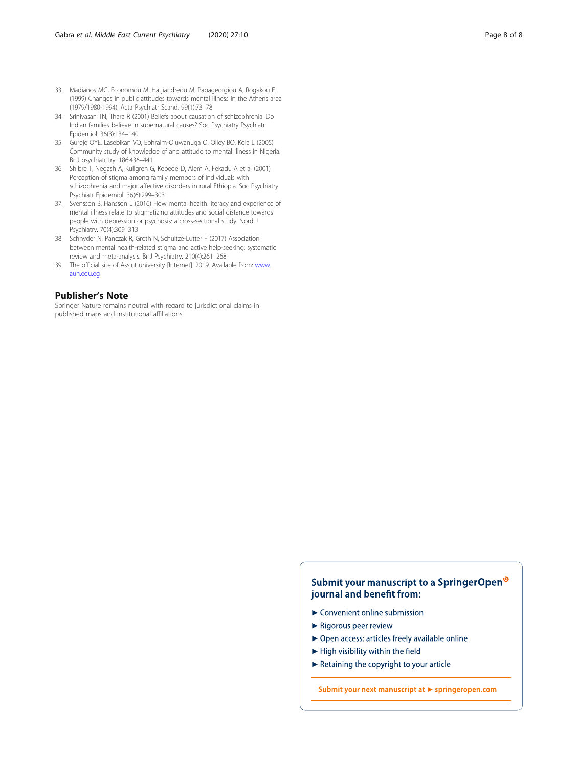33. Madianos MG, Economou M, Hatjiandreou M, Papageorgiou A, Rogakou E (1999) Changes in public attitudes towards mental illness in the Athens area (1979/1980-1994). Acta Psychiatr Scand. 99(1):73–78
34. Srinivasan TN, Thara R (2001) Beliefs about causation of schizophrenia: Do Indian families believe in supernatural causes? Soc Psychiatry Psychiatr Epidemiol. 36(3):134–140
35. Gureje OYE, Lasebikan VO, Ephraim-Oluwanuga O, Olley BO, Kola L (2005) Community study of knowledge of and attitude to mental illness in Nigeria. Br J psychiatr try. 186:436–441
36. Shibre T, Negash A, Kullgren G, Kebede D, Alem A, Fekadu A et al (2001) Perception of stigma among family members of individuals with schizophrenia and major affective disorders in rural Ethiopia. Soc Psychiatry Psychiatr Epidemiol. 36(6):299–303
37. Svensson B, Hansson L (2016) How mental health literacy and experience of mental illness relate to stigmatizing attitudes and social distance towards people with depression or psychosis: a cross-sectional study. Nord J Psychiatry. 70(4):309–313
38. Schnyder N, Panczak R, Groth N, Schultze-Lutter F (2017) Association between mental health-related stigma and active help-seeking: systematic review and meta-analysis. Br J Psychiatry. 210(4):261–268
39. The official site of Assiut university [Internet]. 2019. Available from: www.aun.edu.eg

## Publisher's Note

Springer Nature remains neutral with regard to jurisdictional claims in published maps and institutional affiliations.

**Submit your manuscript to a SpringerOpen journal and benefit from:**

- ► Convenient online submission
- ► Rigorous peer review
- ► Open access: articles freely available online
- ► High visibility within the field
- ► Retaining the copyright to your article

**Submit your next manuscript at ► springeropen.com**